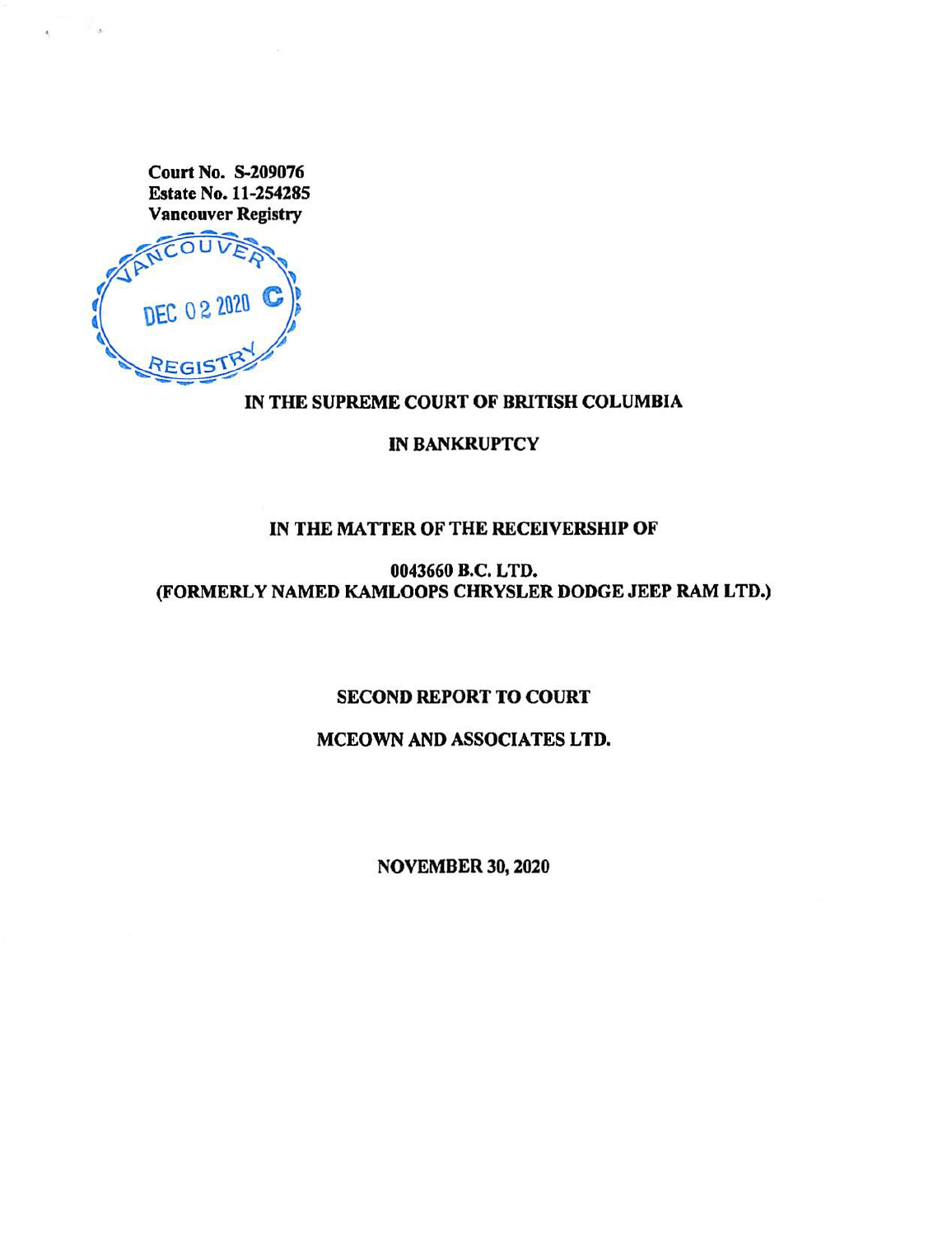**Court No. S-209076**
**Estate No. 11-254285**
**Vancouver Registry**

VANCOUVER
DEC 02 2020
REGISTRY

**IN THE SUPREME COURT OF BRITISH COLUMBIA**

**IN BANKRUPTCY**

**IN THE MATTER OF THE RECEIVERSHIP OF**

**0043660 B.C. LTD.**
**(FORMERLY NAMED KAMLOOPS CHRYSLER DODGE JEEP RAM LTD.)**

**SECOND REPORT TO COURT**

**MCEOWN AND ASSOCIATES LTD.**

**NOVEMBER 30, 2020**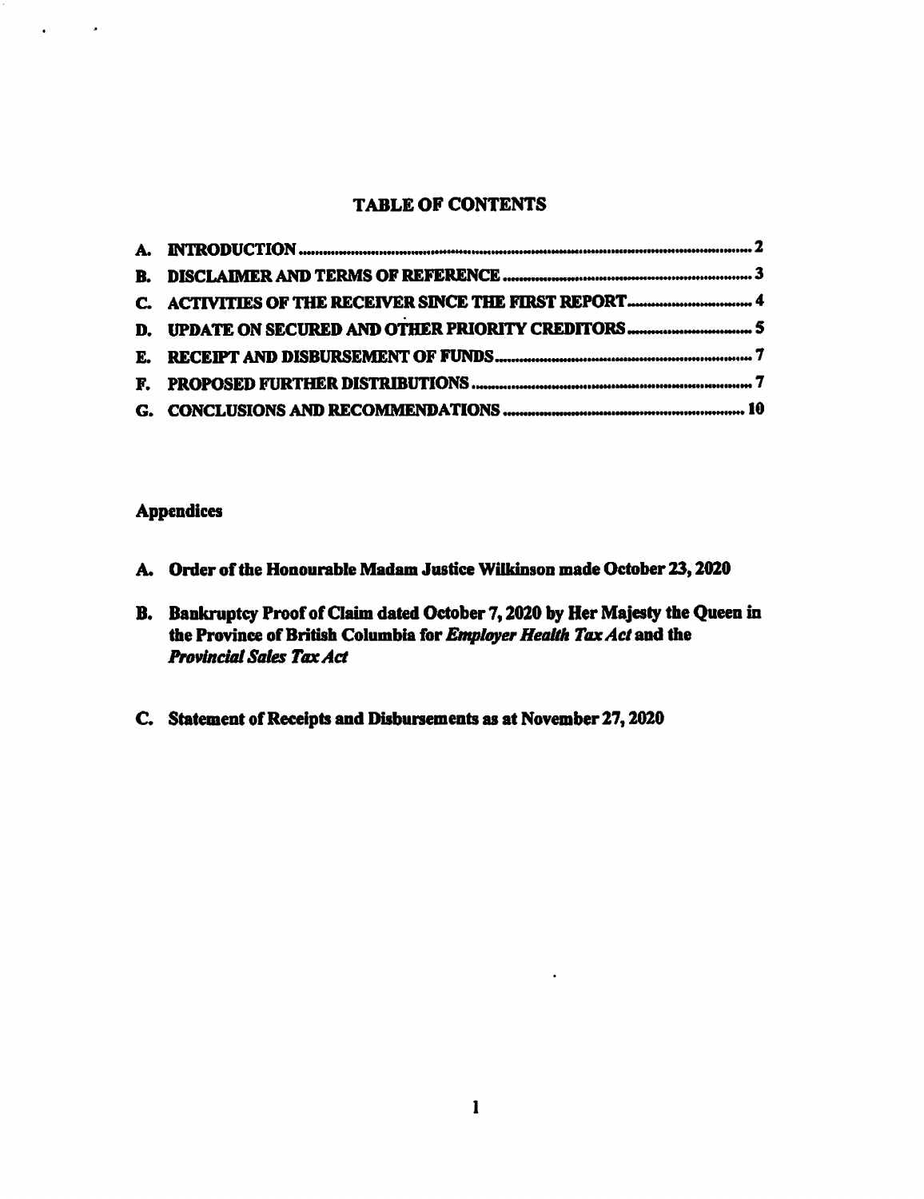## TABLE OF CONTENTS

| | | |
|---|---|---|
| A. | INTRODUCTION | 2 |
| B. | DISCLAIMER AND TERMS OF REFERENCE | 3 |
| C. | ACTIVITIES OF THE RECEIVER SINCE THE FIRST REPORT | 4 |
| D. | UPDATE ON SECURED AND OTHER PRIORITY CREDITORS | 5 |
| E. | RECEIPT AND DISBURSEMENT OF FUNDS | 7 |
| F. | PROPOSED FURTHER DISTRIBUTIONS | 7 |
| G. | CONCLUSIONS AND RECOMMENDATIONS | 10 |

### Appendices

**A. Order of the Honourable Madam Justice Wilkinson made October 23, 2020**

**B. Bankruptcy Proof of Claim dated October 7, 2020 by Her Majesty the Queen in the Province of British Columbia for *Employer Health Tax Act* and the *Provincial Sales Tax Act***

**C. Statement of Receipts and Disbursements as at November 27, 2020**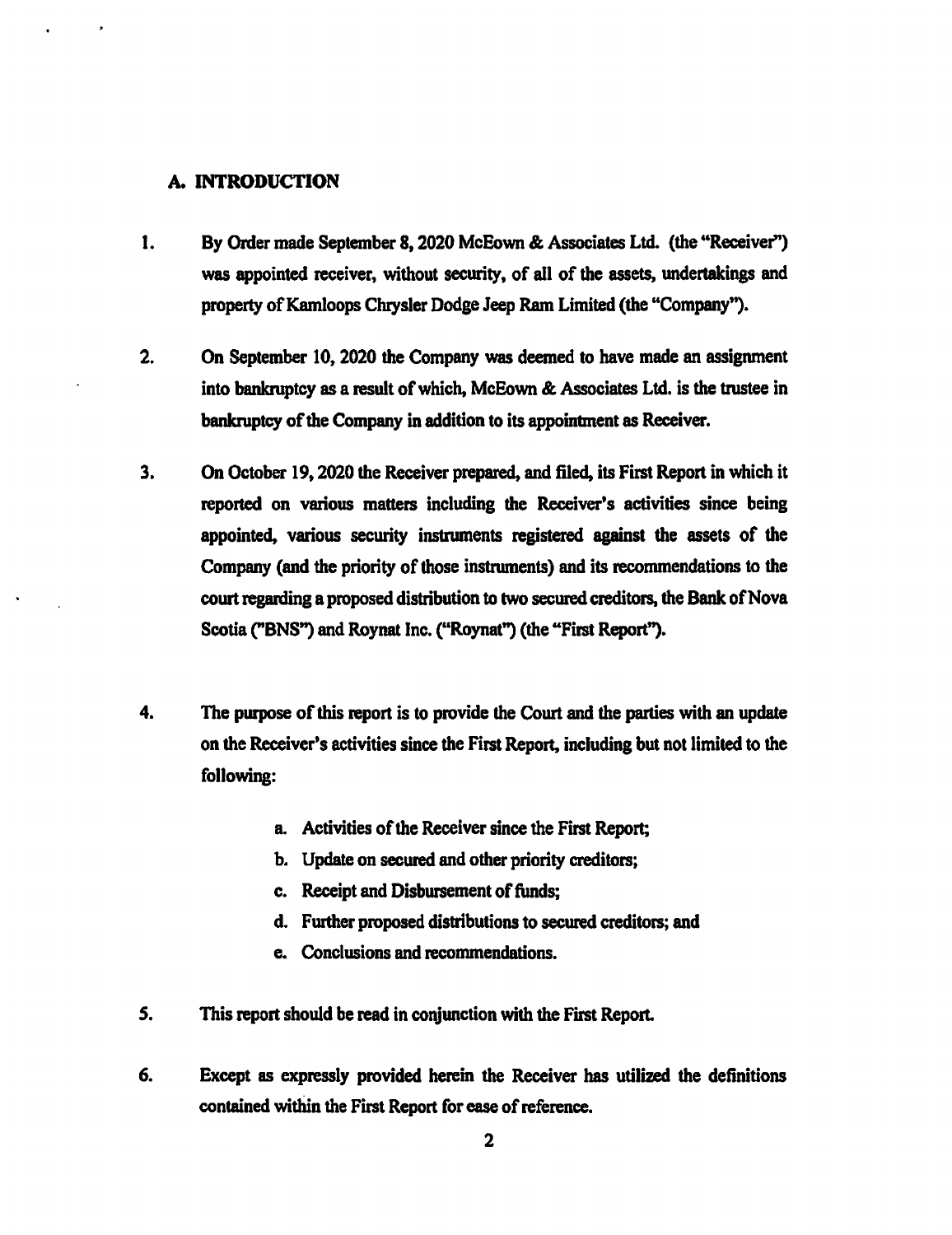## A. INTRODUCTION

1. By Order made September 8, 2020 McEown & Associates Ltd. (the "Receiver") was appointed receiver, without security, of all of the assets, undertakings and property of Kamloops Chrysler Dodge Jeep Ram Limited (the "Company").

2. On September 10, 2020 the Company was deemed to have made an assignment into bankruptcy as a result of which, McEown & Associates Ltd. is the trustee in bankruptcy of the Company in addition to its appointment as Receiver.

3. On October 19, 2020 the Receiver prepared, and filed, its First Report in which it reported on various matters including the Receiver's activities since being appointed, various security instruments registered against the assets of the Company (and the priority of those instruments) and its recommendations to the court regarding a proposed distribution to two secured creditors, the Bank of Nova Scotia ("BNS") and Roynat Inc. ("Roynat") (the "First Report").

4. The purpose of this report is to provide the Court and the parties with an update on the Receiver's activities since the First Report, including but not limited to the following:

    a. Activities of the Receiver since the First Report;
    b. Update on secured and other priority creditors;
    c. Receipt and Disbursement of funds;
    d. Further proposed distributions to secured creditors; and
    e. Conclusions and recommendations.

5. This report should be read in conjunction with the First Report.

6. Except as expressly provided herein the Receiver has utilized the definitions contained within the First Report for ease of reference.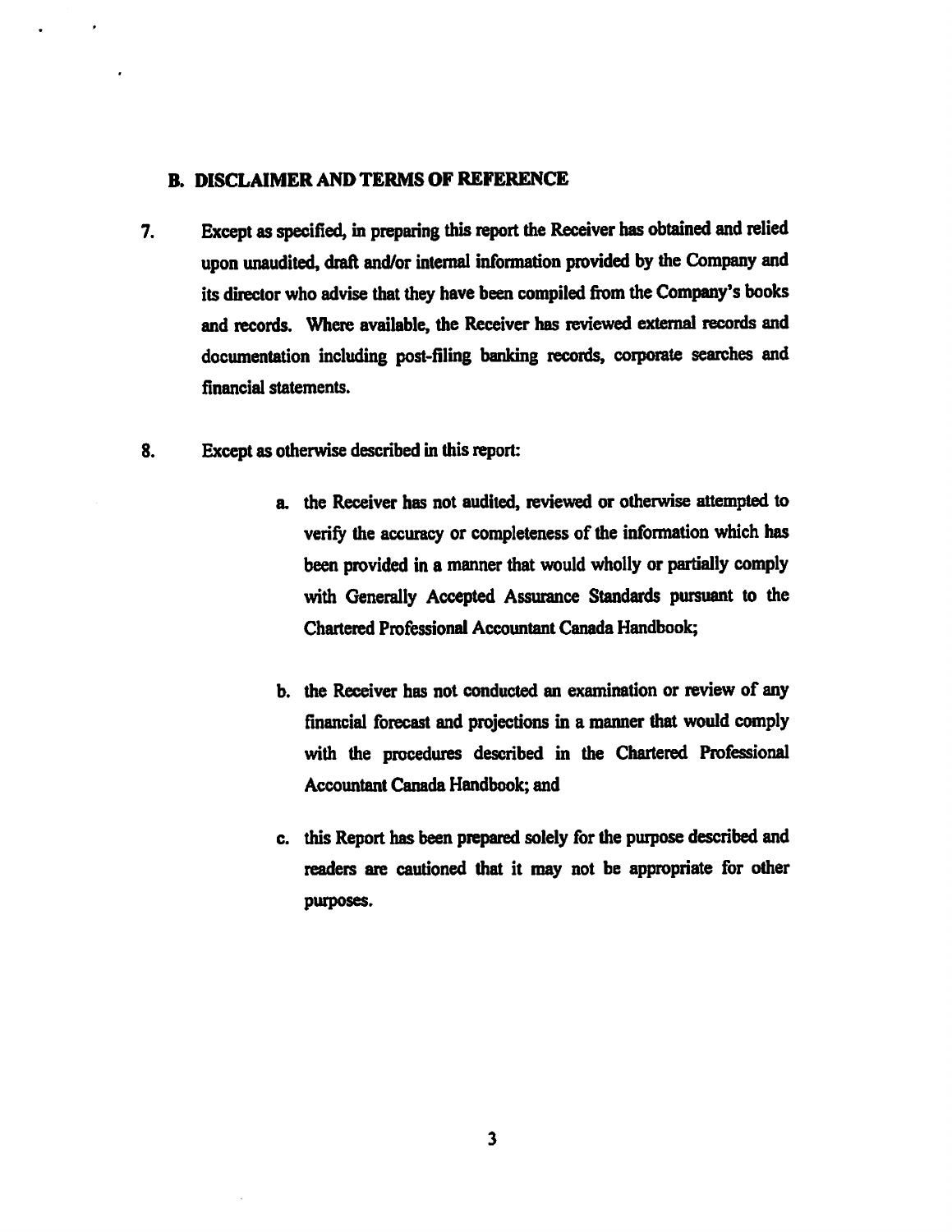## B. DISCLAIMER AND TERMS OF REFERENCE

7. Except as specified, in preparing this report the Receiver has obtained and relied upon unaudited, draft and/or internal information provided by the Company and its director who advise that they have been compiled from the Company's books and records. Where available, the Receiver has reviewed external records and documentation including post-filing banking records, corporate searches and financial statements.

8. Except as otherwise described in this report:

   a. the Receiver has not audited, reviewed or otherwise attempted to verify the accuracy or completeness of the information which has been provided in a manner that would wholly or partially comply with Generally Accepted Assurance Standards pursuant to the Chartered Professional Accountant Canada Handbook;

   b. the Receiver has not conducted an examination or review of any financial forecast and projections in a manner that would comply with the procedures described in the Chartered Professional Accountant Canada Handbook; and

   c. this Report has been prepared solely for the purpose described and readers are cautioned that it may not be appropriate for other purposes.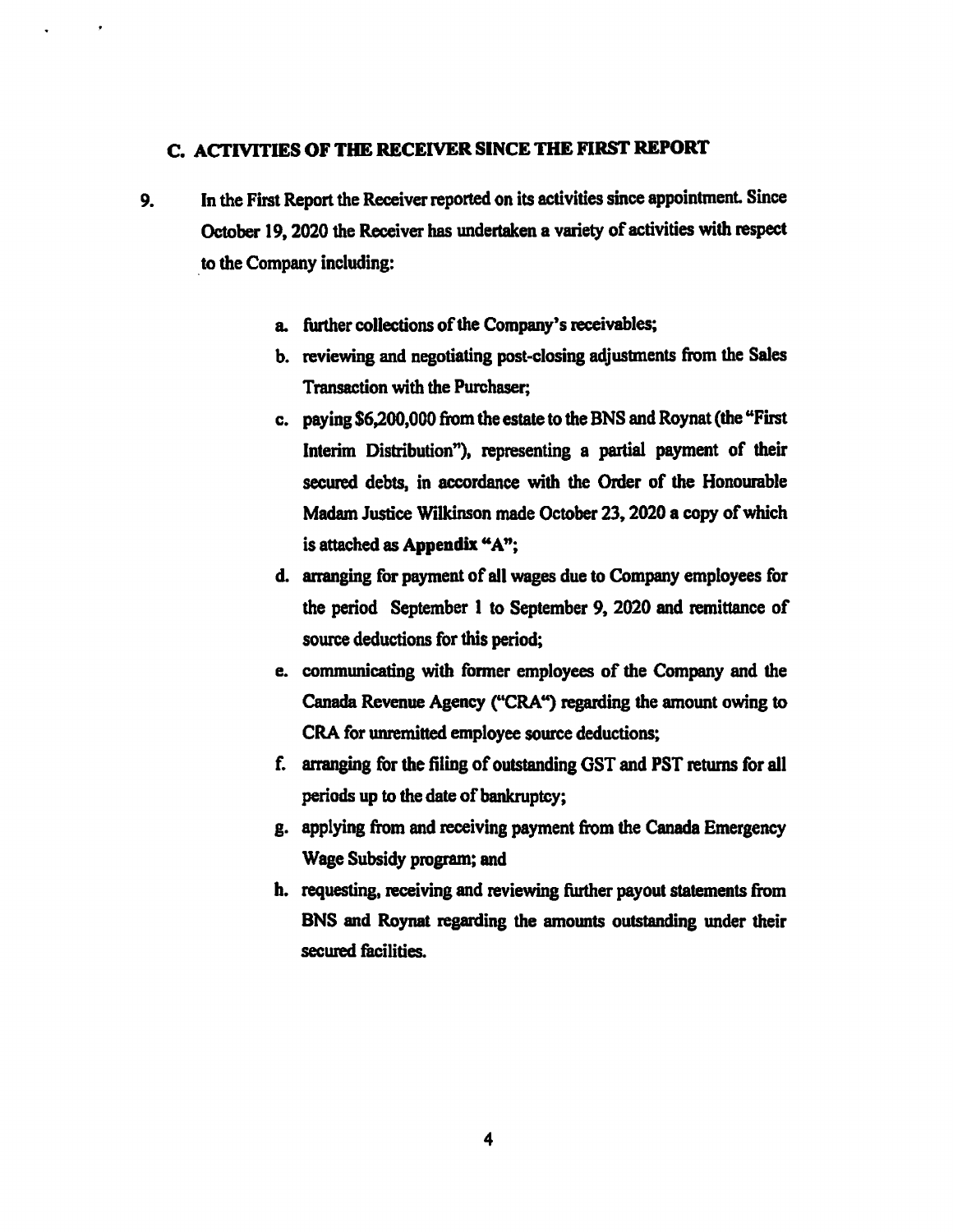## C. ACTIVITIES OF THE RECEIVER SINCE THE FIRST REPORT

9. In the First Report the Receiver reported on its activities since appointment. Since October 19, 2020 the Receiver has undertaken a variety of activities with respect to the Company including:

   a. further collections of the Company's receivables;
   b. reviewing and negotiating post-closing adjustments from the Sales Transaction with the Purchaser;
   c. paying $6,200,000 from the estate to the BNS and Roynat (the "First Interim Distribution"), representing a partial payment of their secured debts, in accordance with the Order of the Honourable Madam Justice Wilkinson made October 23, 2020 a copy of which is attached as **Appendix "A"**;
   d. arranging for payment of all wages due to Company employees for the period September 1 to September 9, 2020 and remittance of source deductions for this period;
   e. communicating with former employees of the Company and the Canada Revenue Agency ("CRA") regarding the amount owing to CRA for unremitted employee source deductions;
   f. arranging for the filing of outstanding GST and PST returns for all periods up to the date of bankruptcy;
   g. applying from and receiving payment from the Canada Emergency Wage Subsidy program; and
   h. requesting, receiving and reviewing further payout statements from BNS and Roynat regarding the amounts outstanding under their secured facilities.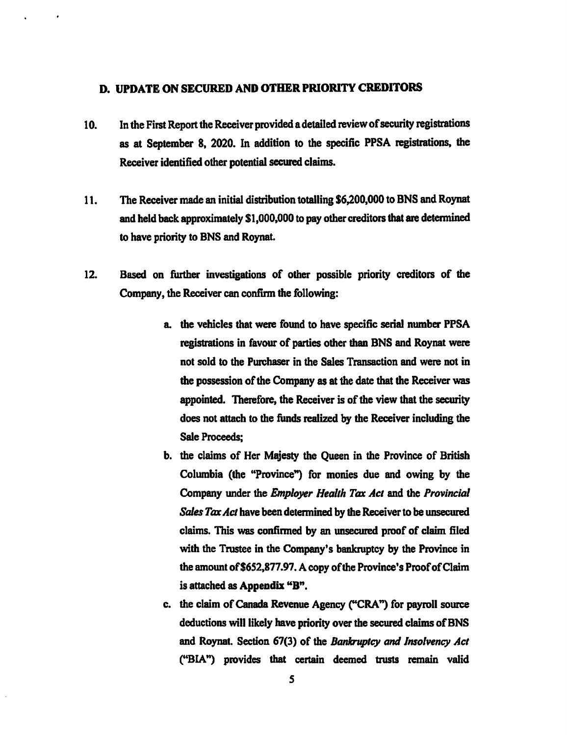## D. UPDATE ON SECURED AND OTHER PRIORITY CREDITORS

10. In the First Report the Receiver provided a detailed review of security registrations as at September 8, 2020. In addition to the specific PPSA registrations, the Receiver identified other potential secured claims.

11. The Receiver made an initial distribution totalling $6,200,000 to BNS and Roynat and held back approximately $1,000,000 to pay other creditors that are determined to have priority to BNS and Roynat.

12. Based on further investigations of other possible priority creditors of the Company, the Receiver can confirm the following:

    a. the vehicles that were found to have specific serial number PPSA registrations in favour of parties other than BNS and Roynat were not sold to the Purchaser in the Sales Transaction and were not in the possession of the Company as at the date that the Receiver was appointed. Therefore, the Receiver is of the view that the security does not attach to the funds realized by the Receiver including the Sale Proceeds;

    b. the claims of Her Majesty the Queen in the Province of British Columbia (the "Province") for monies due and owing by the Company under the *Employer Health Tax Act* and the *Provincial Sales Tax Act* have been determined by the Receiver to be unsecured claims. This was confirmed by an unsecured proof of claim filed with the Trustee in the Company's bankruptcy by the Province in the amount of $652,877.97. A copy of the Province's Proof of Claim is attached as **Appendix "B"**.

    c. the claim of Canada Revenue Agency ("CRA") for payroll source deductions will likely have priority over the secured claims of BNS and Roynat. Section 67(3) of the *Bankruptcy and Insolvency Act* ("BIA") provides that certain deemed trusts remain valid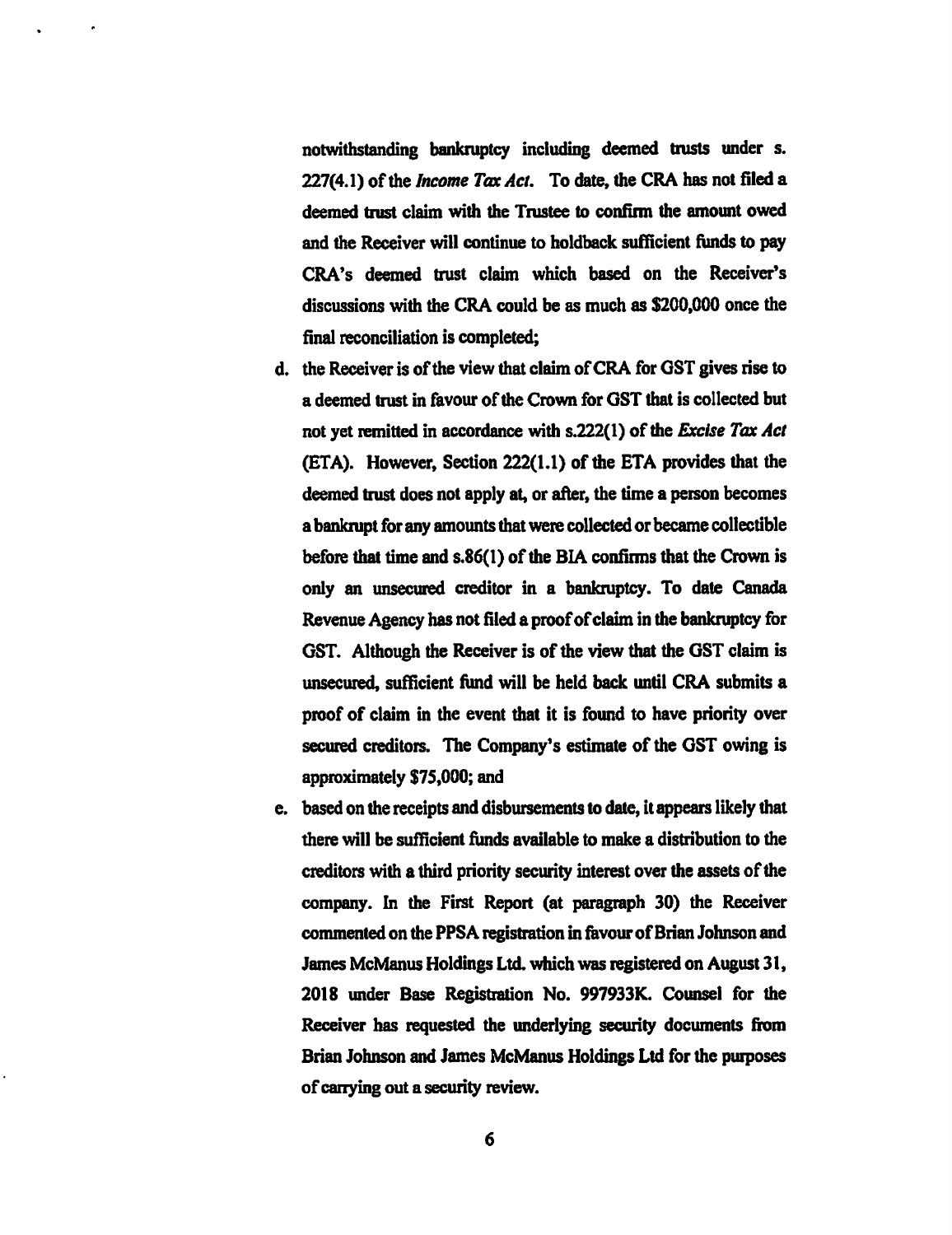notwithstanding bankruptcy including deemed trusts under s. 227(4.1) of the *Income Tax Act*. To date, the CRA has not filed a deemed trust claim with the Trustee to confirm the amount owed and the Receiver will continue to holdback sufficient funds to pay CRA's deemed trust claim which based on the Receiver's discussions with the CRA could be as much as $200,000 once the final reconciliation is completed;

d. the Receiver is of the view that claim of CRA for GST gives rise to a deemed trust in favour of the Crown for GST that is collected but not yet remitted in accordance with s.222(1) of the *Excise Tax Act* (ETA). However, Section 222(1.1) of the ETA provides that the deemed trust does not apply at, or after, the time a person becomes a bankrupt for any amounts that were collected or became collectible before that time and s.86(1) of the BIA confirms that the Crown is only an unsecured creditor in a bankruptcy. To date Canada Revenue Agency has not filed a proof of claim in the bankruptcy for GST. Although the Receiver is of the view that the GST claim is unsecured, sufficient fund will be held back until CRA submits a proof of claim in the event that it is found to have priority over secured creditors. The Company's estimate of the GST owing is approximately $75,000; and

e. based on the receipts and disbursements to date, it appears likely that there will be sufficient funds available to make a distribution to the creditors with a third priority security interest over the assets of the company. In the First Report (at paragraph 30) the Receiver commented on the PPSA registration in favour of Brian Johnson and James McManus Holdings Ltd. which was registered on August 31, 2018 under Base Registration No. 997933K. Counsel for the Receiver has requested the underlying security documents from Brian Johnson and James McManus Holdings Ltd for the purposes of carrying out a security review.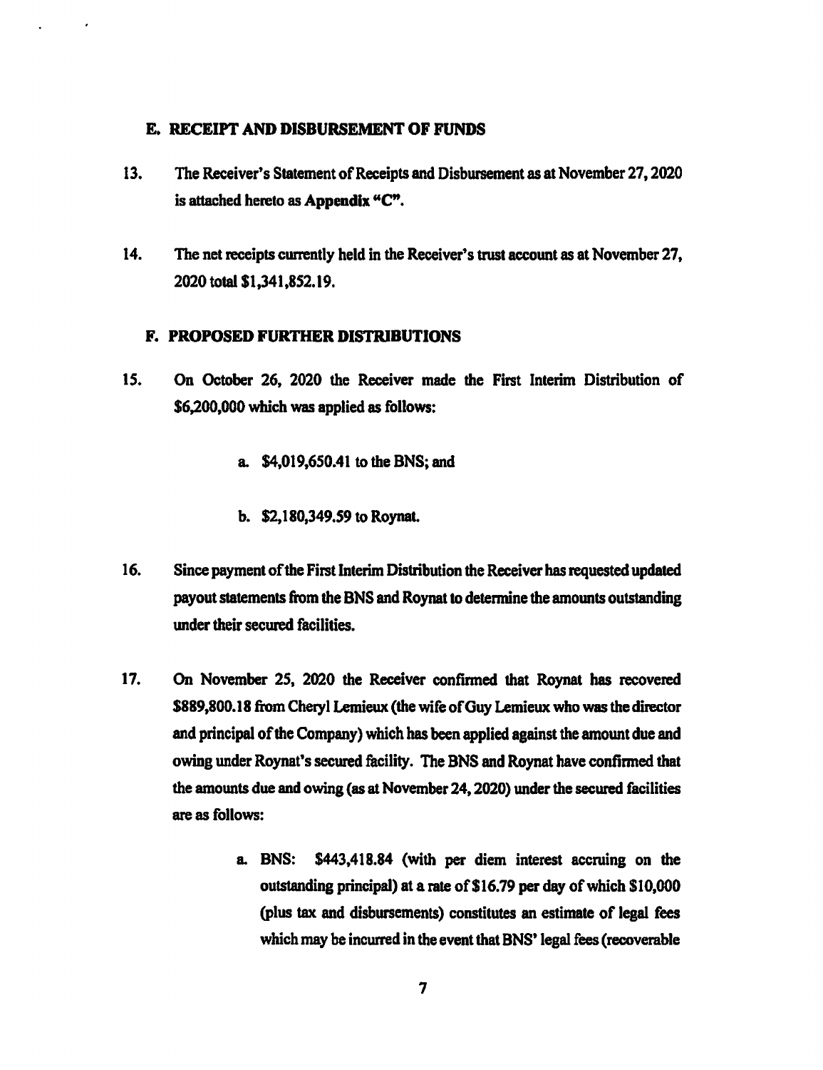### E. RECEIPT AND DISBURSEMENT OF FUNDS

13. The Receiver's Statement of Receipts and Disbursement as at November 27, 2020 is attached hereto as **Appendix "C"**.

14. The net receipts currently held in the Receiver's trust account as at November 27, 2020 total $1,341,852.19.

### F. PROPOSED FURTHER DISTRIBUTIONS

15. On October 26, 2020 the Receiver made the First Interim Distribution of $6,200,000 which was applied as follows:

    a. $4,019,650.41 to the BNS; and

    b. $2,180,349.59 to Roynat.

16. Since payment of the First Interim Distribution the Receiver has requested updated payout statements from the BNS and Roynat to determine the amounts outstanding under their secured facilities.

17. On November 25, 2020 the Receiver confirmed that Roynat has recovered $889,800.18 from Cheryl Lemieux (the wife of Guy Lemieux who was the director and principal of the Company) which has been applied against the amount due and owing under Roynat's secured facility. The BNS and Roynat have confirmed that the amounts due and owing (as at November 24, 2020) under the secured facilities are as follows:

    a. BNS: $443,418.84 (with per diem interest accruing on the outstanding principal) at a rate of $16.79 per day of which $10,000 (plus tax and disbursements) constitutes an estimate of legal fees which may be incurred in the event that BNS' legal fees (recoverable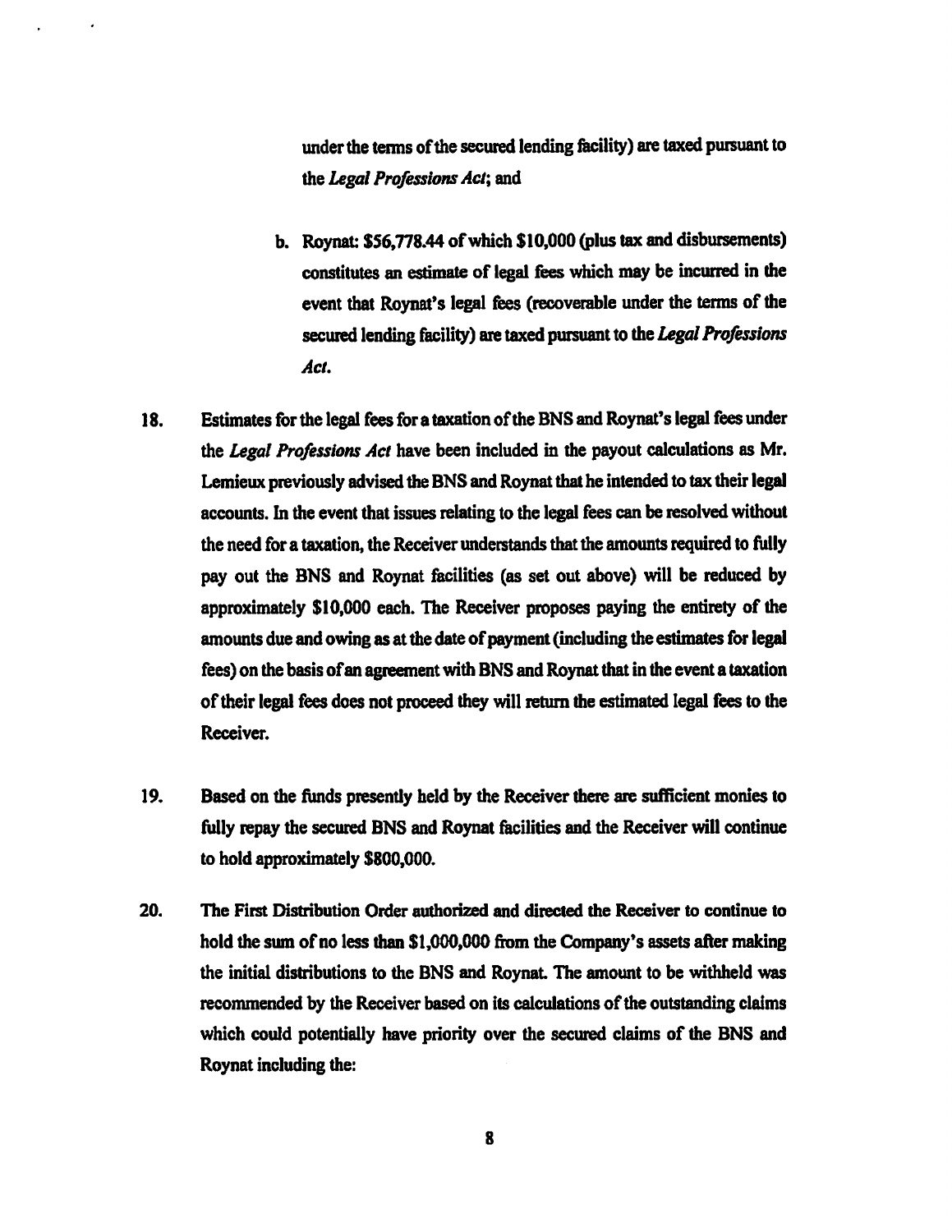under the terms of the secured lending facility) are taxed pursuant to the *Legal Professions Act*; and

b. Roynat: $56,778.44 of which $10,000 (plus tax and disbursements) constitutes an estimate of legal fees which may be incurred in the event that Roynat's legal fees (recoverable under the terms of the secured lending facility) are taxed pursuant to the *Legal Professions Act*.

18. Estimates for the legal fees for a taxation of the BNS and Roynat's legal fees under the *Legal Professions Act* have been included in the payout calculations as Mr. Lemieux previously advised the BNS and Roynat that he intended to tax their legal accounts. In the event that issues relating to the legal fees can be resolved without the need for a taxation, the Receiver understands that the amounts required to fully pay out the BNS and Roynat facilities (as set out above) will be reduced by approximately $10,000 each. The Receiver proposes paying the entirety of the amounts due and owing as at the date of payment (including the estimates for legal fees) on the basis of an agreement with BNS and Roynat that in the event a taxation of their legal fees does not proceed they will return the estimated legal fees to the Receiver.

19. Based on the funds presently held by the Receiver there are sufficient monies to fully repay the secured BNS and Roynat facilities and the Receiver will continue to hold approximately $800,000.

20. The First Distribution Order authorized and directed the Receiver to continue to hold the sum of no less than $1,000,000 from the Company's assets after making the initial distributions to the BNS and Roynat. The amount to be withheld was recommended by the Receiver based on its calculations of the outstanding claims which could potentially have priority over the secured claims of the BNS and Roynat including the: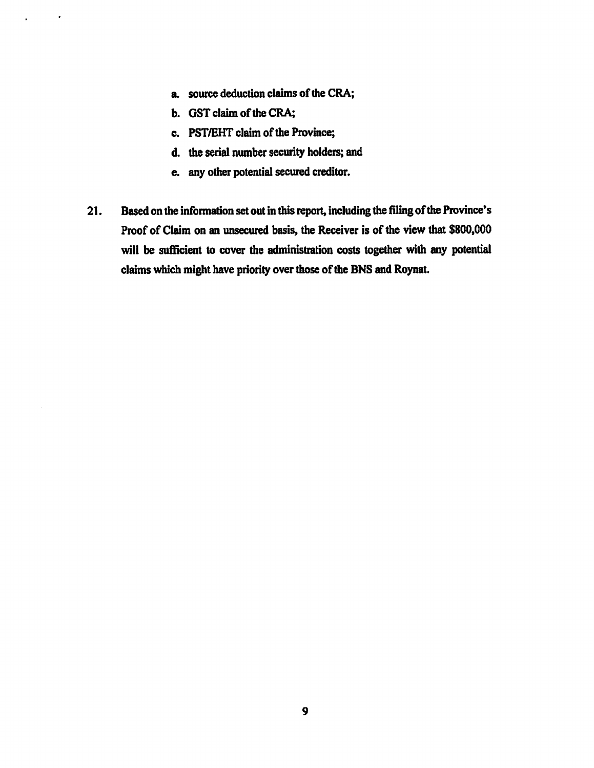a. source deduction claims of the CRA;
b. GST claim of the CRA;
c. PST/EHT claim of the Province;
d. the serial number security holders; and
e. any other potential secured creditor.

21. Based on the information set out in this report, including the filing of the Province's Proof of Claim on an unsecured basis, the Receiver is of the view that $800,000 will be sufficient to cover the administration costs together with any potential claims which might have priority over those of the BNS and Roynat.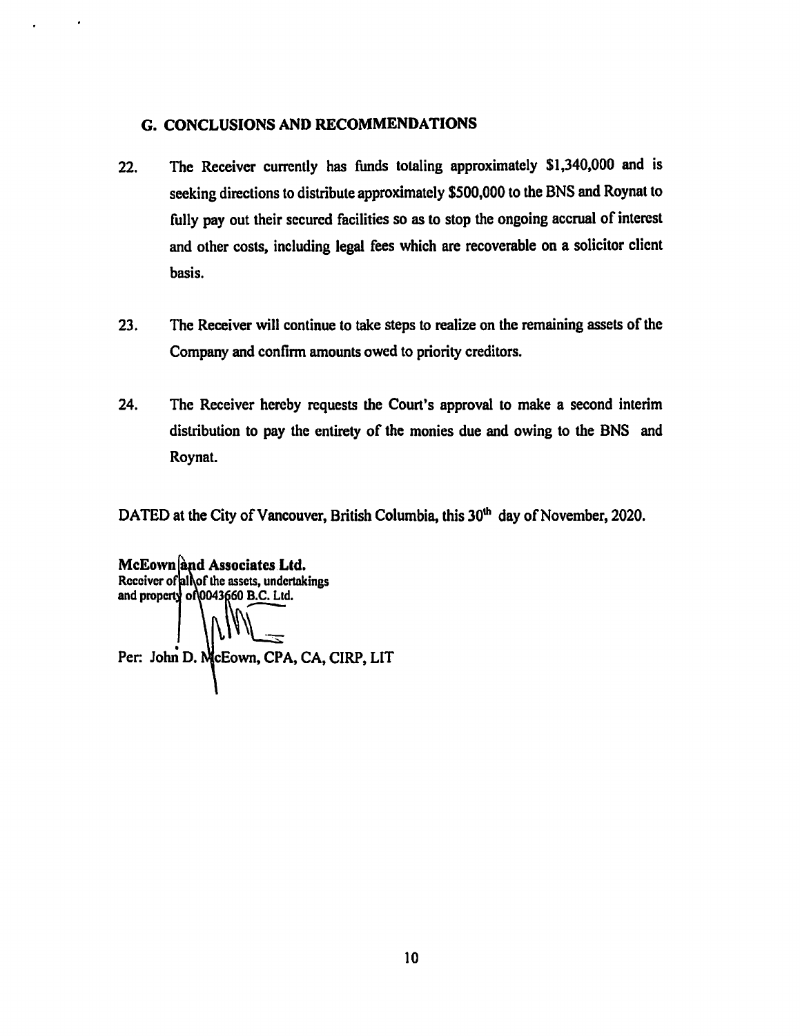## G. CONCLUSIONS AND RECOMMENDATIONS

22. The Receiver currently has funds totaling approximately $1,340,000 and is seeking directions to distribute approximately $500,000 to the BNS and Roynat to fully pay out their secured facilities so as to stop the ongoing accrual of interest and other costs, including legal fees which are recoverable on a solicitor client basis.

23. The Receiver will continue to take steps to realize on the remaining assets of the Company and confirm amounts owed to priority creditors.

24. The Receiver hereby requests the Court's approval to make a second interim distribution to pay the entirety of the monies due and owing to the BNS and Roynat.

DATED at the City of Vancouver, British Columbia, this 30th day of November, 2020.

**McEown and Associates Ltd.**
Receiver of all of the assets, undertakings and property of 0043660 B.C. Ltd.

Per: John D. McEown, CPA, CA, CIRP, LIT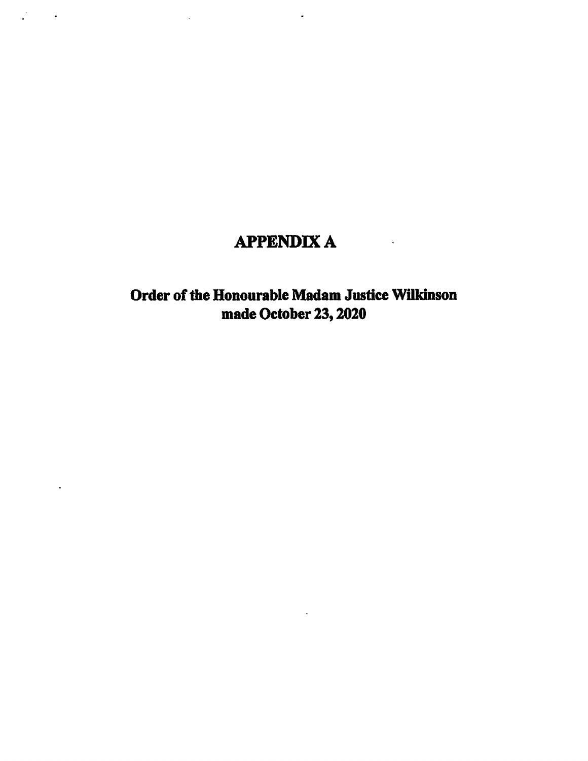# APPENDIX A

## Order of the Honourable Madam Justice Wilkinson made October 23, 2020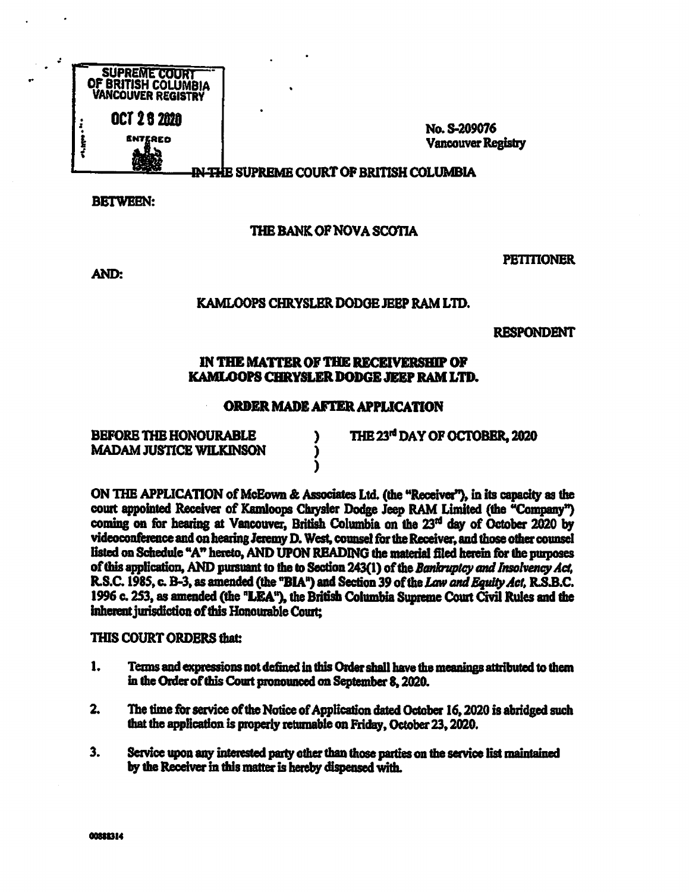SUPREME COURT OF BRITISH COLUMBIA VANCOUVER REGISTRY

OCT 28 2020

ENTERED

No. S-209076
Vancouver Registry

IN THE SUPREME COURT OF BRITISH COLUMBIA

BETWEEN:

THE BANK OF NOVA SCOTIA

PETITIONER

AND:

KAMLOOPS CHRYSLER DODGE JEEP RAM LTD.

RESPONDENT

**IN THE MATTER OF THE RECEIVERSHIP OF KAMLOOPS CHRYSLER DODGE JEEP RAM LTD.**

**ORDER MADE AFTER APPLICATION**

| BEFORE THE HONOURABLE MADAM JUSTICE WILKINSON | ) ) ) | THE 23rd DAY OF OCTOBER, 2020 |
|---|---|---|

ON THE APPLICATION of McEown & Associates Ltd. (the "Receiver"), in its capacity as the court appointed Receiver of Kamloops Chrysler Dodge Jeep RAM Limited (the "Company") coming on for hearing at Vancouver, British Columbia on the 23rd day of October 2020 by videoconference and on hearing Jeremy D. West, counsel for the Receiver, and those other counsel listed on Schedule "A" hereto, AND UPON READING the material filed herein for the purposes of this application, AND pursuant to the to Section 243(1) of the *Bankruptcy and Insolvency Act*, R.S.C. 1985, c. B-3, as amended (the "BIA") and Section 39 of the *Law and Equity Act*, R.S.B.C. 1996 c. 253, as amended (the "LEA"), the British Columbia Supreme Court Civil Rules and the inherent jurisdiction of this Honourable Court;

THIS COURT ORDERS that:

1. Terms and expressions not defined in this Order shall have the meanings attributed to them in the Order of this Court pronounced on September 8, 2020.

2. The time for service of the Notice of Application dated October 16, 2020 is abridged such that the application is properly returnable on Friday, October 23, 2020.

3. Service upon any interested party other than those parties on the service list maintained by the Receiver in this matter is hereby dispensed with.

00888314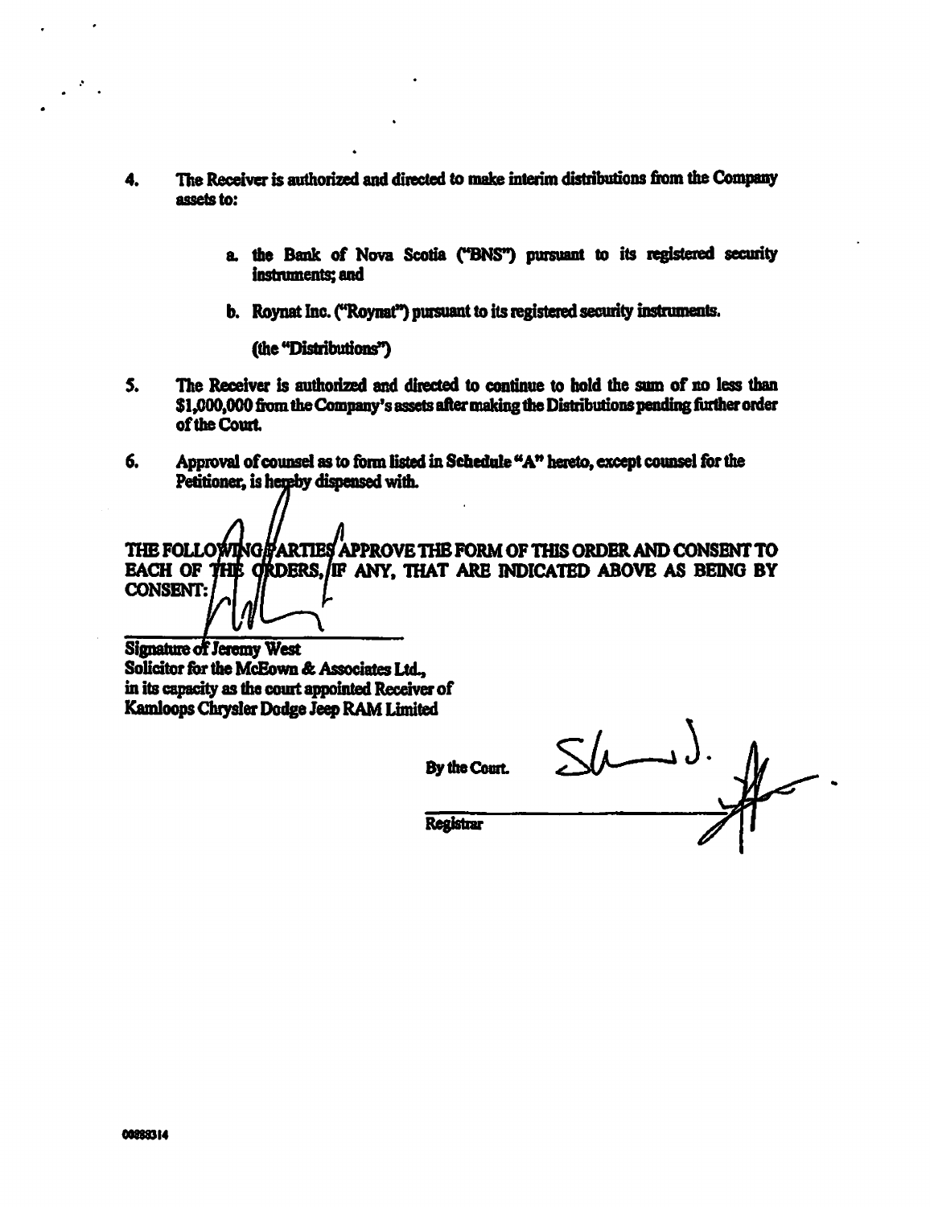4. The Receiver is authorized and directed to make interim distributions from the Company assets to:

   a. the Bank of Nova Scotia ("BNS") pursuant to its registered security instruments; and

   b. Roynat Inc. ("Roynat") pursuant to its registered security instruments.

   (the "Distributions")

5. The Receiver is authorized and directed to continue to hold the sum of no less than $1,000,000 from the Company's assets after making the Distributions pending further order of the Court.

6. Approval of counsel as to form listed in Schedule "A" hereto, except counsel for the Petitioner, is hereby dispensed with.

THE FOLLOWING PARTIES APPROVE THE FORM OF THIS ORDER AND CONSENT TO EACH OF THE ORDERS, IF ANY, THAT ARE INDICATED ABOVE AS BEING BY CONSENT:

Signature of Jeremy West
Solicitor for the McEown & Associates Ltd.,
in its capacity as the court appointed Receiver of
Kamloops Chrysler Dodge Jeep RAM Limited

By the Court.

Registrar

00893314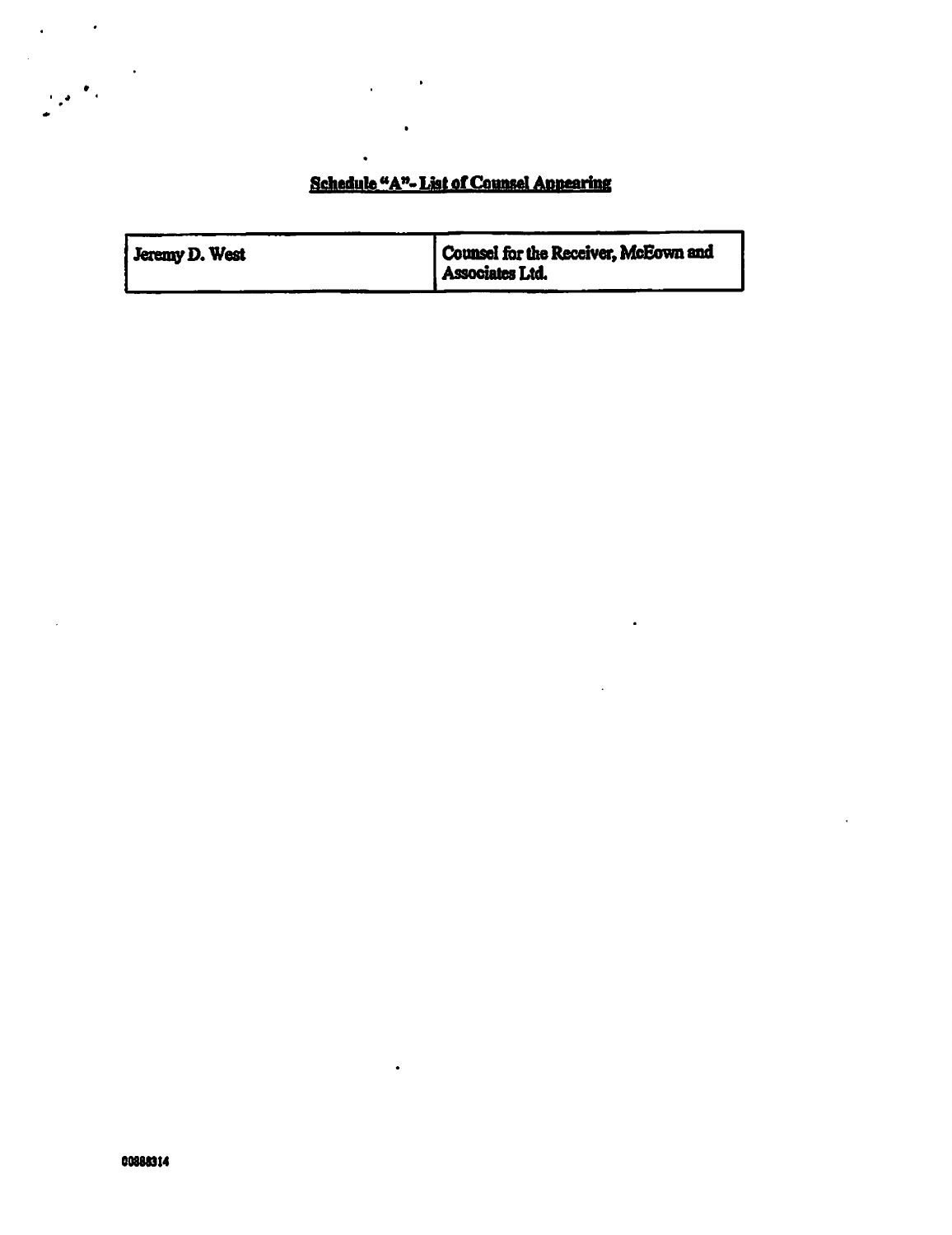**Schedule "A"- List of Counsel Appearing**

| Jeremy D. West | Counsel for the Receiver, McEown and Associates Ltd. |
|---|---|

00888314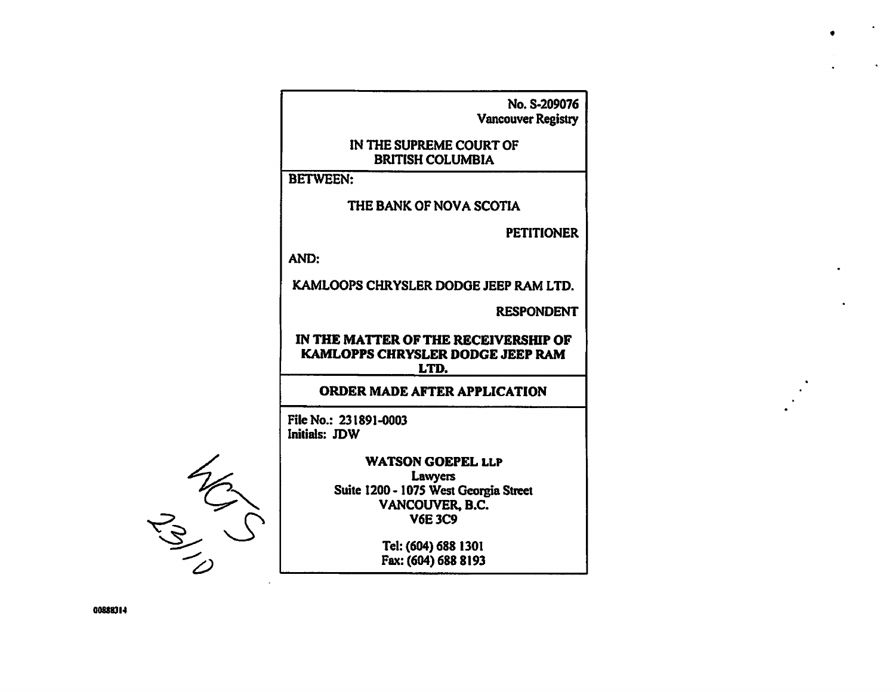No. S-209076
Vancouver Registry

IN THE SUPREME COURT OF
BRITISH COLUMBIA

BETWEEN:

THE BANK OF NOVA SCOTIA

PETITIONER

AND:

KAMLOOPS CHRYSLER DODGE JEEP RAM LTD.

RESPONDENT

**IN THE MATTER OF THE RECEIVERSHIP OF KAMLOPPS CHRYSLER DODGE JEEP RAM LTD.**

**ORDER MADE AFTER APPLICATION**

File No.: 231891-0003
Initials: JDW

**WATSON GOEPEL LLP**
Lawyers
Suite 1200 - 1075 West Georgia Street
VANCOUVER, B.C.
V6E 3C9

Tel: (604) 688 1301
Fax: (604) 688 8193

WGS
23/10

00888314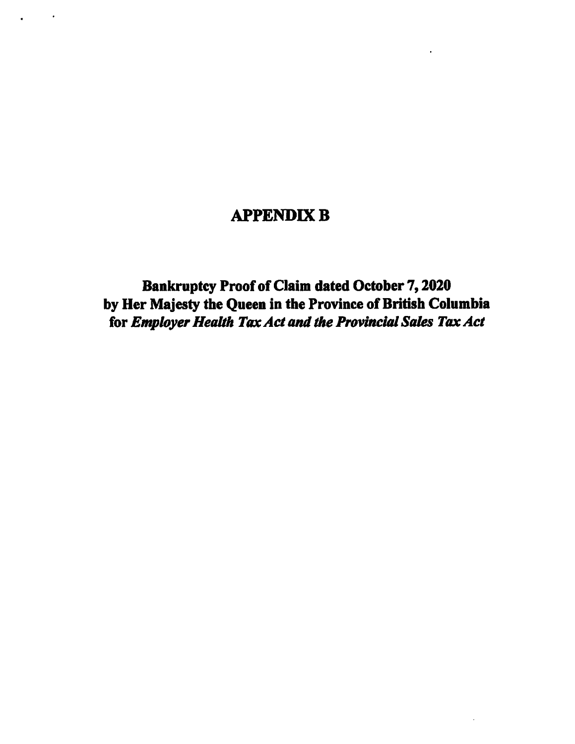# APPENDIX B

## Bankruptcy Proof of Claim dated October 7, 2020 by Her Majesty the Queen in the Province of British Columbia for *Employer Health Tax Act and the Provincial Sales Tax Act*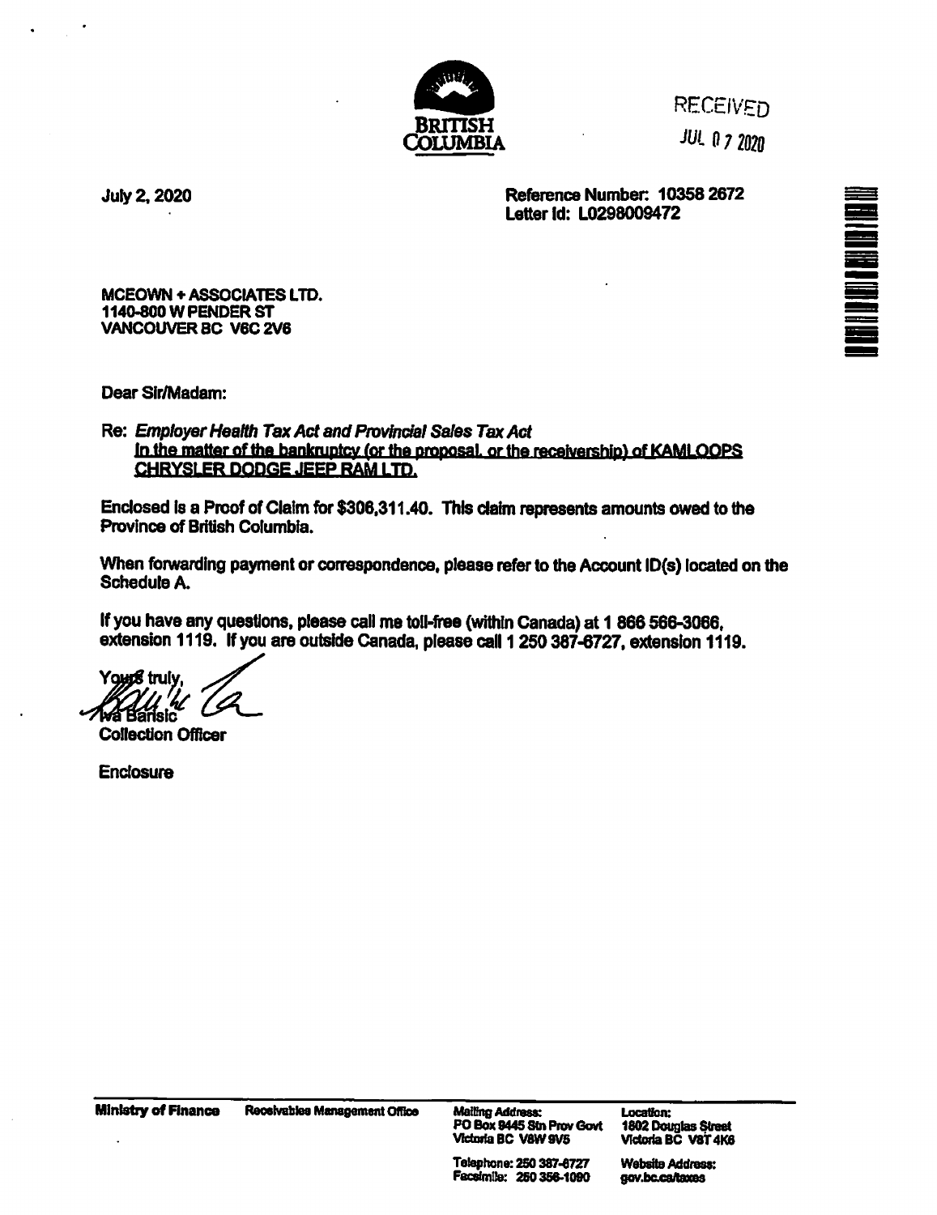BRITISH COLUMBIA

RECEIVED
JUL 07 2020

July 2, 2020

**Reference Number: 10358 2672**
**Letter Id: L0298009472**

**MCEOWN + ASSOCIATES LTD.**
**1140-800 W PENDER ST**
**VANCOUVER BC V6C 2V6**

Dear Sir/Madam:

Re: ***Employer Health Tax Act and Provincial Sales Tax Act***
**In the matter of the bankruptcy (or the proposal, or the receivership) of KAMLOOPS CHRYSLER DODGE JEEP RAM LTD.**

**Enclosed is a Proof of Claim for $306,311.40. This claim represents amounts owed to the Province of British Columbia.**

**When forwarding payment or correspondence, please refer to the Account ID(s) located on the Schedule A.**

**If you have any questions, please call me toll-free (within Canada) at 1 866 566-3066, extension 1119. If you are outside Canada, please call 1 250 387-6727, extension 1119.**

Yours truly,

Iva Barisic
**Collection Officer**

**Enclosure**

**Ministry of Finance** | **Receivables Management Office** | **Mailing Address:** PO Box 9445 Stn Prov Govt, Victoria BC V8W 9V5 | **Location:** 1802 Douglas Street, Victoria BC V8T 4K6

**Telephone: 250 387-6727**
**Facsimile: 250 356-1090**
**Website Address: gov.bc.ca/taxes**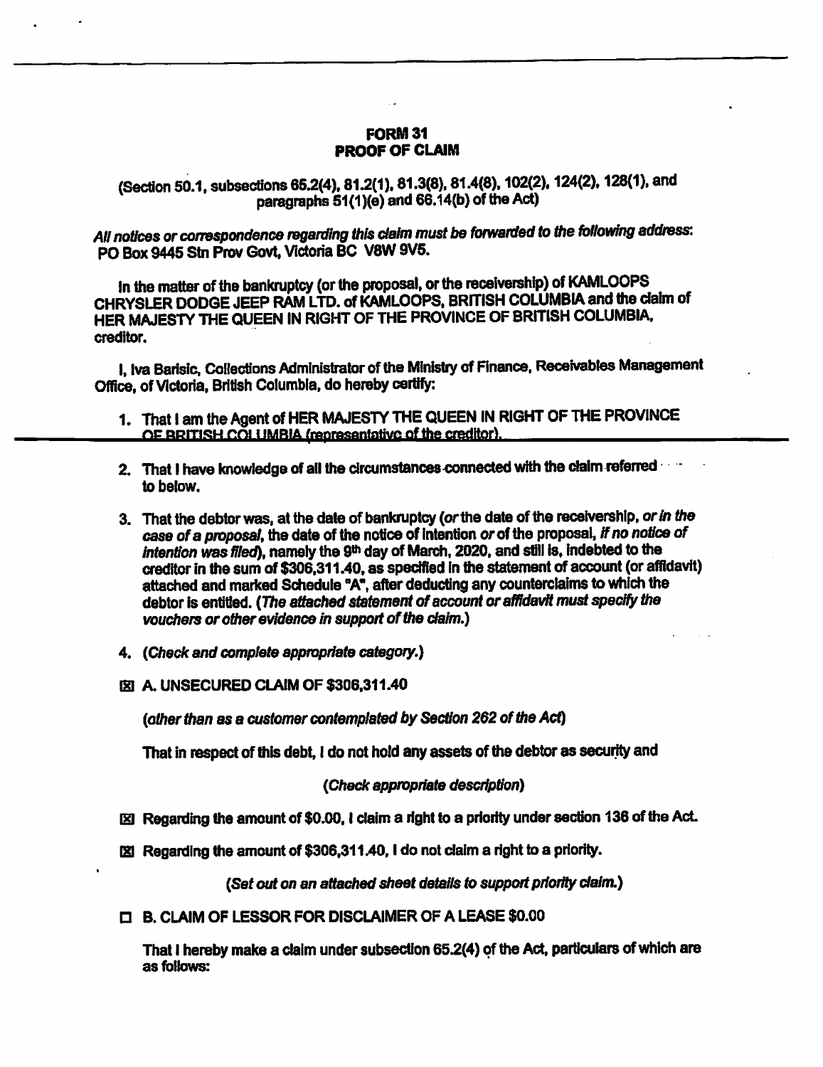**FORM 31**
**PROOF OF CLAIM**

(Section 50.1, subsections 65.2(4), 81.2(1), 81.3(8), 81.4(8), 102(2), 124(2), 128(1), and paragraphs 51(1)(e) and 66.14(b) of the Act)

*All notices or correspondence regarding this claim must be forwarded to the following address:*
PO Box 9445 Stn Prov Govt, Victoria BC V8W 9V5.

In the matter of the bankruptcy (or the proposal, or the receivership) of KAMLOOPS CHRYSLER DODGE JEEP RAM LTD. of KAMLOOPS, BRITISH COLUMBIA and the claim of HER MAJESTY THE QUEEN IN RIGHT OF THE PROVINCE OF BRITISH COLUMBIA, creditor.

I, Iva Barisic, Collections Administrator of the Ministry of Finance, Receivables Management Office, of Victoria, British Columbia, do hereby certify:

1. That I am the Agent of HER MAJESTY THE QUEEN IN RIGHT OF THE PROVINCE OF BRITISH COLUMBIA (representative of the creditor).

2. That I have knowledge of all the circumstances connected with the claim referred to below.

3. That the debtor was, at the date of bankruptcy (*or* the date of the receivership, *or in the case of a proposal*, the date of the notice of intention *or* of the proposal, *if no notice of intention was filed*), namely the 9th day of March, 2020, and still is, indebted to the creditor in the sum of $306,311.40, as specified in the statement of account (or affidavit) attached and marked Schedule "A", after deducting any counterclaims to which the debtor is entitled. (*The attached statement of account or affidavit must specify the vouchers or other evidence in support of the claim.*)

4. (*Check and complete appropriate category.*)

☒ A. UNSECURED CLAIM OF $306,311.40

(*other than as a customer contemplated by Section 262 of the Act*)

That in respect of this debt, I do not hold any assets of the debtor as security and

(*Check appropriate description*)

☒ Regarding the amount of $0.00, I claim a right to a priority under section 136 of the Act.

☒ Regarding the amount of $306,311.40, I do not claim a right to a priority.

(*Set out on an attached sheet details to support priority claim.*)

☐ B. CLAIM OF LESSOR FOR DISCLAIMER OF A LEASE $0.00

That I hereby make a claim under subsection 65.2(4) of the Act, particulars of which are as follows: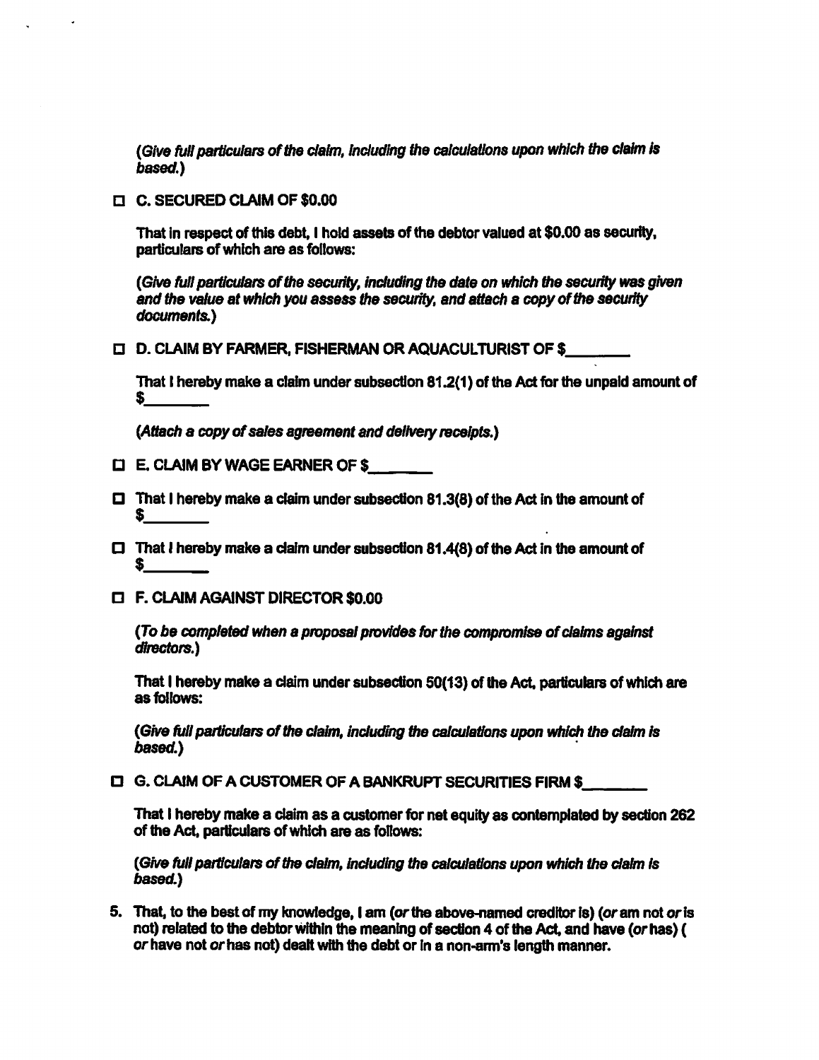*(Give full particulars of the claim, including the calculations upon which the claim is based.)*

☐ **C. SECURED CLAIM OF $0.00**

**That in respect of this debt, I hold assets of the debtor valued at $0.00 as security, particulars of which are as follows:**

***(Give full particulars of the security, including the date on which the security was given and the value at which you assess the security, and attach a copy of the security documents.)***

☐ **D. CLAIM BY FARMER, FISHERMAN OR AQUACULTURIST OF $\_\_\_\_\_\_\_\_**

**That I hereby make a claim under subsection 81.2(1) of the Act for the unpaid amount of $\_\_\_\_\_\_\_\_**

***(Attach a copy of sales agreement and delivery receipts.)***

☐ **E. CLAIM BY WAGE EARNER OF $\_\_\_\_\_\_\_\_**

☐ **That I hereby make a claim under subsection 81.3(8) of the Act in the amount of $\_\_\_\_\_\_\_\_**

☐ **That I hereby make a claim under subsection 81.4(8) of the Act in the amount of $\_\_\_\_\_\_\_\_**

☐ **F. CLAIM AGAINST DIRECTOR $0.00**

***(To be completed when a proposal provides for the compromise of claims against directors.)***

**That I hereby make a claim under subsection 50(13) of the Act, particulars of which are as follows:**

***(Give full particulars of the claim, including the calculations upon which the claim is based.)***

☐ **G. CLAIM OF A CUSTOMER OF A BANKRUPT SECURITIES FIRM $\_\_\_\_\_\_\_\_**

**That I hereby make a claim as a customer for net equity as contemplated by section 262 of the Act, particulars of which are as follows:**

***(Give full particulars of the claim, including the calculations upon which the claim is based.)***

**5. That, to the best of my knowledge, I am (*or* the above-named creditor is) (*or* am not *or* is not) related to the debtor within the meaning of section 4 of the Act, and have (*or* has) ( *or* have not *or* has not) dealt with the debt or in a non-arm's length manner.**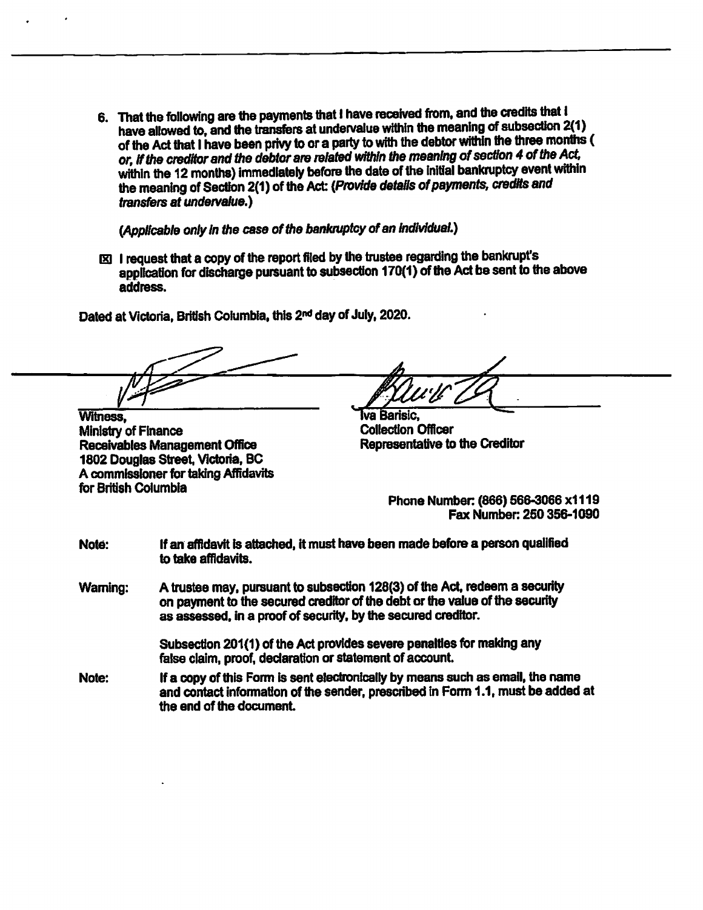6. That the following are the payments that I have received from, and the credits that I have allowed to, and the transfers at undervalue within the meaning of subsection 2(1) of the Act that I have been privy to or a party to with the debtor within the three months ( *or, if the creditor and the debtor are related within the meaning of section 4 of the Act,* within the 12 months) immediately before the date of the initial bankruptcy event within the meaning of Section 2(1) of the Act: *(Provide details of payments, credits and transfers at undervalue.)*

*(Applicable only in the case of the bankruptcy of an individual.)*

☒ I request that a copy of the report filed by the trustee regarding the bankrupt's application for discharge pursuant to subsection 170(1) of the Act be sent to the above address.

Dated at Victoria, British Columbia, this 2nd day of July, 2020.

Witness,
Ministry of Finance
Receivables Management Office
1802 Douglas Street, Victoria, BC
A commissioner for taking Affidavits for British Columbia

Iva Barisic,
Collection Officer
Representative to the Creditor

Phone Number: (866) 566-3066 x1119
Fax Number: 250 356-1090

Note: If an affidavit is attached, it must have been made before a person qualified to take affidavits.

Warning: A trustee may, pursuant to subsection 128(3) of the Act, redeem a security on payment to the secured creditor of the debt or the value of the security as assessed, in a proof of security, by the secured creditor.

Subsection 201(1) of the Act provides severe penalties for making any false claim, proof, declaration or statement of account.

Note: If a copy of this Form is sent electronically by means such as email, the name and contact information of the sender, prescribed in Form 1.1, must be added at the end of the document.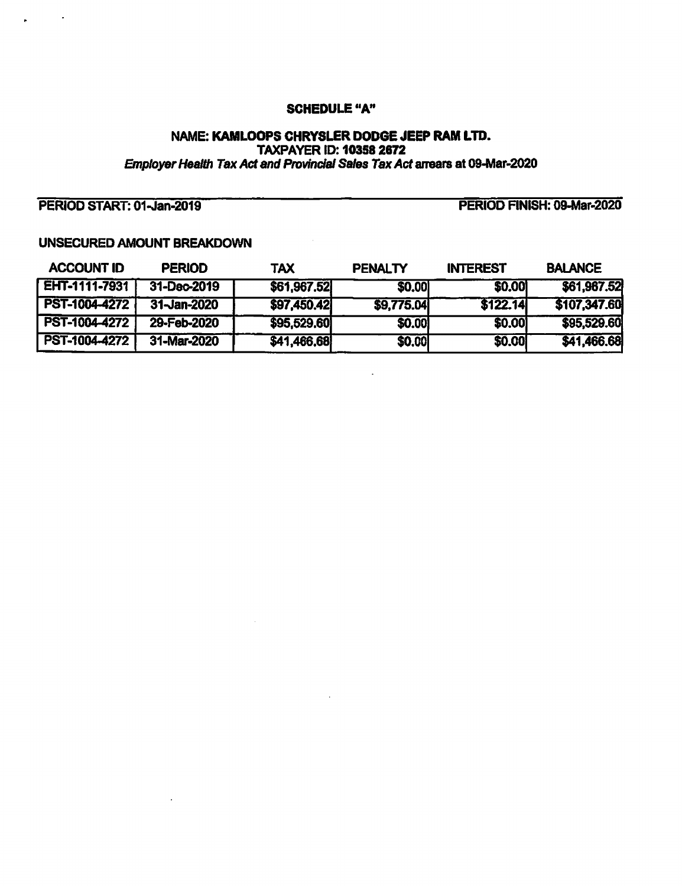# SCHEDULE "A"

**NAME: KAMLOOPS CHRYSLER DODGE JEEP RAM LTD.**
**TAXPAYER ID: 10358 2672**
***Employer Health Tax Act and Provincial Sales Tax Act* arrears at 09-Mar-2020**

**PERIOD START: 01-Jan-2019** **PERIOD FINISH: 09-Mar-2020**

**UNSECURED AMOUNT BREAKDOWN**

| ACCOUNT ID | PERIOD | TAX | PENALTY | INTEREST | BALANCE |
|---|---|---|---|---|---|
| EHT-1111-7931 | 31-Dec-2019 | $61,967.52 | $0.00 | $0.00 | $61,967.52 |
| PST-1004-4272 | 31-Jan-2020 | $97,450.42 | $9,775.04 | $122.14 | $107,347.60 |
| PST-1004-4272 | 29-Feb-2020 | $95,529.60 | $0.00 | $0.00 | $95,529.60 |
| PST-1004-4272 | 31-Mar-2020 | $41,466.68 | $0.00 | $0.00 | $41,466.68 |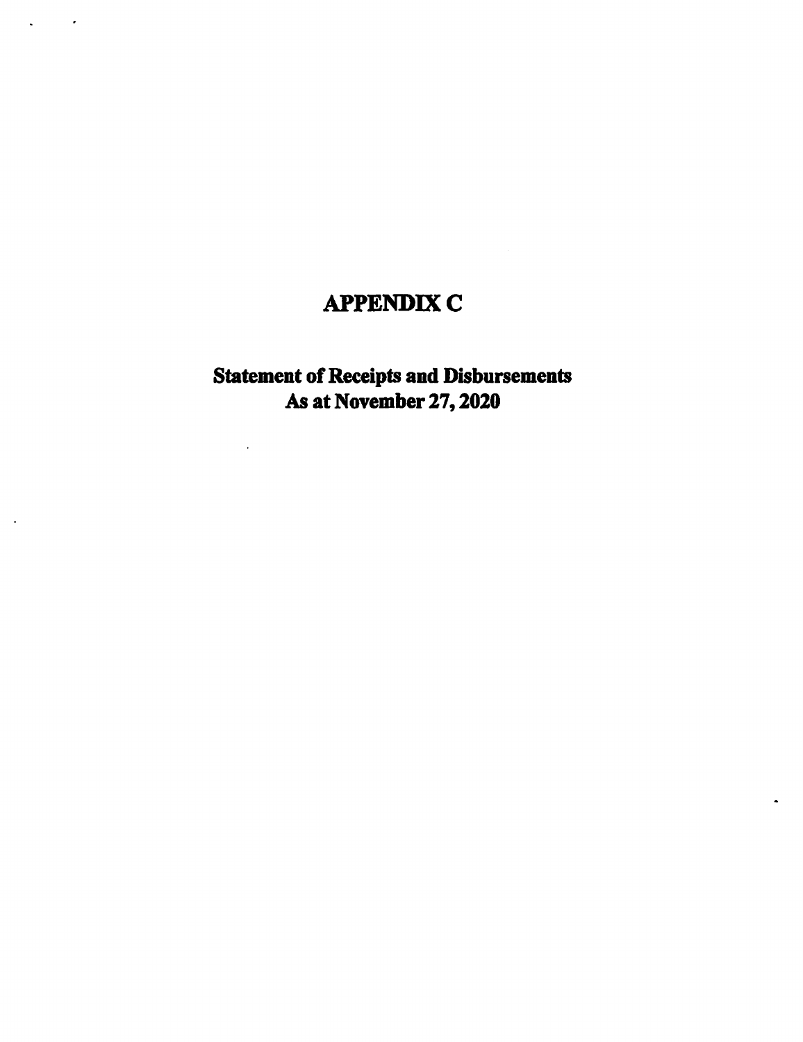# APPENDIX C

## Statement of Receipts and Disbursements
## As at November 27, 2020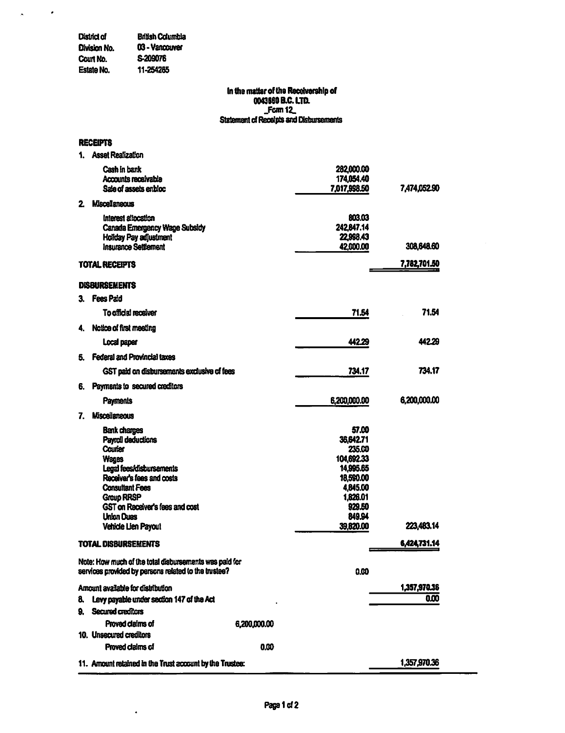| | |
|---|---|
| District of | British Columbia |
| Division No. | 03 - Vancouver |
| Court No. | S-209076 |
| Estate No. | 11-254265 |

**In the matter of the Receivership of**
**0043860 B.C. LTD.**
**_Form 12_**
**Statement of Receipts and Disbursements**

| | | |
|---|---:|---:|
| **RECEIPTS** | | |
| 1. Asset Realization | | |
| Cash in bank | 282,000.00 | |
| Accounts receivable | 174,054.40 | |
| Sale of assets enbloc | 7,017,998.50 | 7,474,052.90 |
| 2. Miscellaneous | | |
| Interest allocation | 803.03 | |
| Canada Emergency Wage Subsidy | 242,847.14 | |
| Holiday Pay adjustment | 22,998.43 | |
| Insurance Settlement | 42,000.00 | 308,648.60 |
| **TOTAL RECEIPTS** | | 7,782,701.50 |
| **DISBURSEMENTS** | | |
| 3. Fees Paid | | |
| To official receiver | 71.54 | 71.54 |
| 4. Notice of first meeting | | |
| Local paper | 442.29 | 442.29 |
| 5. Federal and Provincial taxes | | |
| GST paid on disbursements exclusive of fees | 734.17 | 734.17 |
| 6. Payments to secured creditors | | |
| Payments | 6,200,000.00 | 6,200,000.00 |
| 7. Miscellaneous | | |
| Bank charges | 57.00 | |
| Payroll deductions | 36,642.71 | |
| Courier | 235.00 | |
| Wages | 104,692.33 | |
| Legal fees/disbursements | 14,995.65 | |
| Receiver's fees and costs | 18,590.00 | |
| Consultant Fees | 4,845.00 | |
| Group RRSP | 1,826.01 | |
| GST on Receiver's fees and cost | 929.50 | |
| Union Dues | 849.94 | |
| Vehicle Lien Payout | 39,820.00 | 223,483.14 |
| **TOTAL DISBURSEMENTS** | | 6,424,731.14 |
| Note: How much of the total disbursements was paid for services provided by persons related to the trustee? | 0.00 | |
| Amount available for distribution | | 1,357,970.36 |
| 8. Levy payable under section 147 of the Act | | 0.00 |
| 9. Secured creditors | | |
| Proved claims of 6,200,000.00 | | |
| 10. Unsecured creditors | | |
| Proved claims of 0.00 | | |
| 11. Amount retained in the Trust account by the Trustee: | | 1,357,970.36 |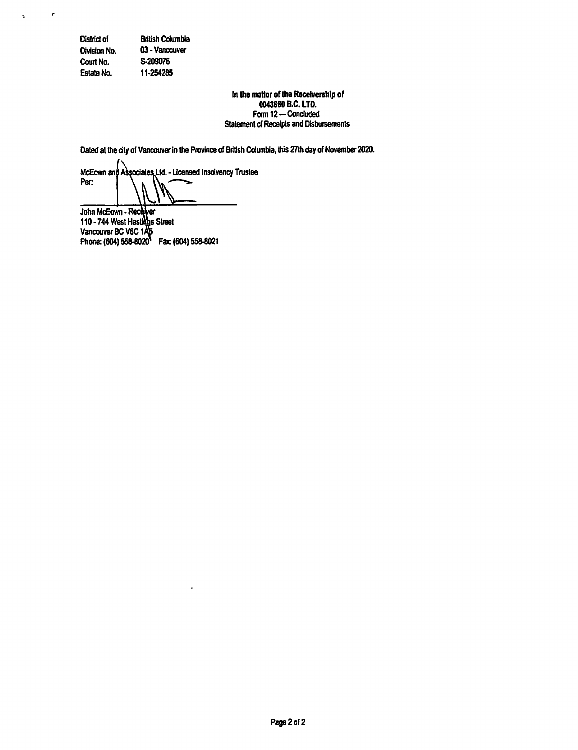| | |
|---|---|
| District of | British Columbia |
| Division No. | 03 - Vancouver |
| Court No. | S-209076 |
| Estate No. | 11-254285 |

**In the matter of the Receivership of**
**0043660 B.C. LTD.**
Form 12 — Concluded
Statement of Receipts and Disbursements

Dated at the city of Vancouver in the Province of British Columbia, this 27th day of November 2020.

McEown and Associates Ltd. - Licensed Insolvency Trustee
Per:

John McEown - Receiver
110 - 744 West Hastings Street
Vancouver BC V6C 1A5
Phone: (604) 558-8020 Fax: (604) 558-8021